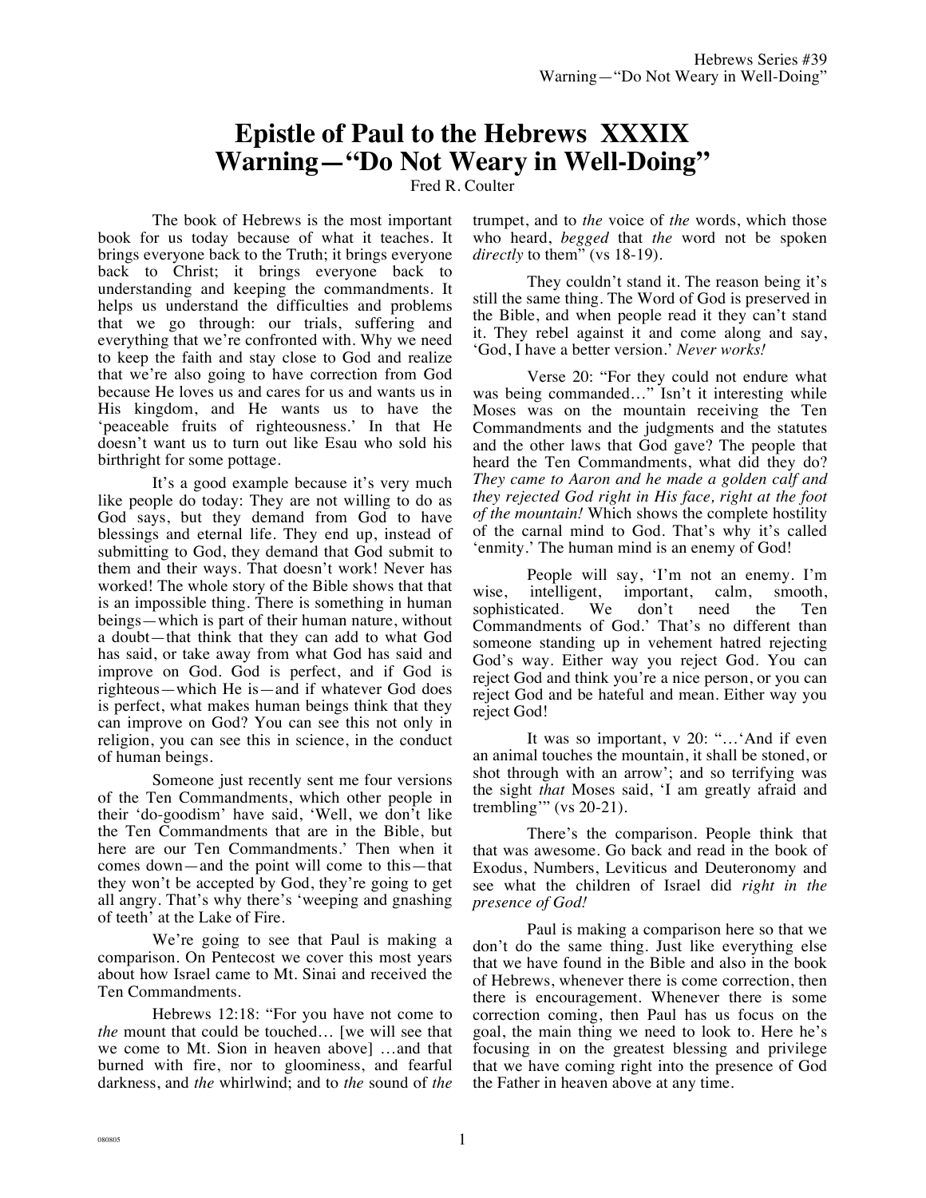# Epistle of Paul to the Hebrews XXXIX
# Warning—"Do Not Weary in Well-Doing"

Fred R. Coulter

The book of Hebrews is the most important book for us today because of what it teaches. It brings everyone back to the Truth; it brings everyone back to Christ; it brings everyone back to understanding and keeping the commandments. It helps us understand the difficulties and problems that we go through: our trials, suffering and everything that we're confronted with. Why we need to keep the faith and stay close to God and realize that we're also going to have correction from God because He loves us and cares for us and wants us in His kingdom, and He wants us to have the 'peaceable fruits of righteousness.' In that He doesn't want us to turn out like Esau who sold his birthright for some pottage.

It's a good example because it's very much like people do today: They are not willing to do as God says, but they demand from God to have blessings and eternal life. They end up, instead of submitting to God, they demand that God submit to them and their ways. That doesn't work! Never has worked! The whole story of the Bible shows that that is an impossible thing. There is something in human beings—which is part of their human nature, without a doubt—that think that they can add to what God has said, or take away from what God has said and improve on God. God is perfect, and if God is righteous—which He is—and if whatever God does is perfect, what makes human beings think that they can improve on God? You can see this not only in religion, you can see this in science, in the conduct of human beings.

Someone just recently sent me four versions of the Ten Commandments, which other people in their 'do-goodism' have said, 'Well, we don't like the Ten Commandments that are in the Bible, but here are our Ten Commandments.' Then when it comes down—and the point will come to this—that they won't be accepted by God, they're going to get all angry. That's why there's 'weeping and gnashing of teeth' at the Lake of Fire.

We're going to see that Paul is making a comparison. On Pentecost we cover this most years about how Israel came to Mt. Sinai and received the Ten Commandments.

Hebrews 12:18: "For you have not come to *the* mount that could be touched… [we will see that we come to Mt. Sion in heaven above] …and that burned with fire, nor to gloominess, and fearful darkness, and *the* whirlwind; and to *the* sound of *the* trumpet, and to *the* voice of *the* words, which those who heard, *begged* that *the* word not be spoken *directly* to them" (vs 18-19).

They couldn't stand it. The reason being it's still the same thing. The Word of God is preserved in the Bible, and when people read it they can't stand it. They rebel against it and come along and say, 'God, I have a better version.' *Never works!*

Verse 20: "For they could not endure what was being commanded…" Isn't it interesting while Moses was on the mountain receiving the Ten Commandments and the judgments and the statutes and the other laws that God gave? The people that heard the Ten Commandments, what did they do? *They came to Aaron and he made a golden calf and they rejected God right in His face, right at the foot of the mountain!* Which shows the complete hostility of the carnal mind to God. That's why it's called 'enmity.' The human mind is an enemy of God!

People will say, 'I'm not an enemy. I'm wise, intelligent, important, calm, smooth, sophisticated. We don't need the Ten Commandments of God.' That's no different than someone standing up in vehement hatred rejecting God's way. Either way you reject God. You can reject God and think you're a nice person, or you can reject God and be hateful and mean. Either way you reject God!

It was so important, v 20: "…'And if even an animal touches the mountain, it shall be stoned, or shot through with an arrow'; and so terrifying was the sight *that* Moses said, 'I am greatly afraid and trembling'" (vs 20-21).

There's the comparison. People think that that was awesome. Go back and read in the book of Exodus, Numbers, Leviticus and Deuteronomy and see what the children of Israel did *right in the presence of God!*

Paul is making a comparison here so that we don't do the same thing. Just like everything else that we have found in the Bible and also in the book of Hebrews, whenever there is come correction, then there is encouragement. Whenever there is some correction coming, then Paul has us focus on the goal, the main thing we need to look to. Here he's focusing in on the greatest blessing and privilege that we have coming right into the presence of God the Father in heaven above at any time.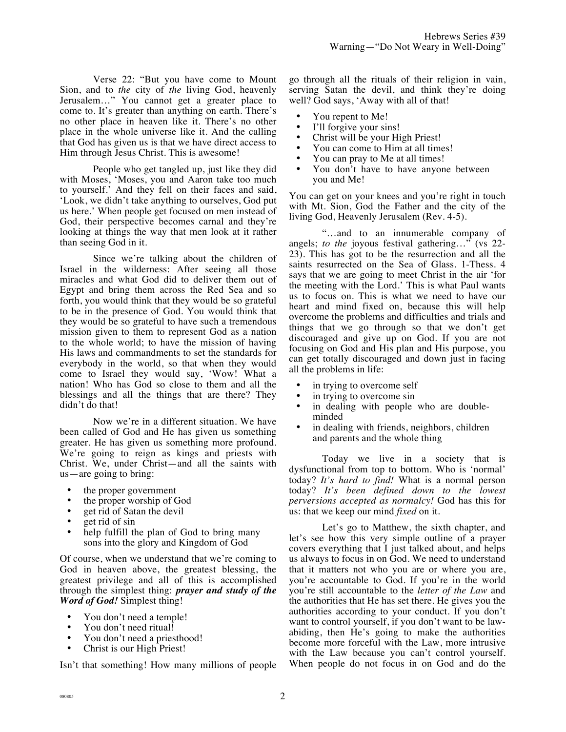Verse 22: "But you have come to Mount Sion, and to *the* city of *the* living God, heavenly Jerusalem…" You cannot get a greater place to come to. It's greater than anything on earth. There's no other place in heaven like it. There's no other place in the whole universe like it. And the calling that God has given us is that we have direct access to Him through Jesus Christ. This is awesome!

People who get tangled up, just like they did with Moses, 'Moses, you and Aaron take too much to yourself.' And they fell on their faces and said, 'Look, we didn't take anything to ourselves, God put us here.' When people get focused on men instead of God, their perspective becomes carnal and they're looking at things the way that men look at it rather than seeing God in it.

Since we're talking about the children of Israel in the wilderness: After seeing all those miracles and what God did to deliver them out of Egypt and bring them across the Red Sea and so forth, you would think that they would be so grateful to be in the presence of God. You would think that they would be so grateful to have such a tremendous mission given to them to represent God as a nation to the whole world; to have the mission of having His laws and commandments to set the standards for everybody in the world, so that when they would come to Israel they would say, 'Wow! What a nation! Who has God so close to them and all the blessings and all the things that are there? They didn't do that!

Now we're in a different situation. We have been called of God and He has given us something greater. He has given us something more profound. We're going to reign as kings and priests with Christ. We, under Christ—and all the saints with us—are going to bring:

- the proper government
- the proper worship of God
- get rid of Satan the devil
- get rid of sin
- help fulfill the plan of God to bring many sons into the glory and Kingdom of God

Of course, when we understand that we're coming to God in heaven above, the greatest blessing, the greatest privilege and all of this is accomplished through the simplest thing: ***prayer and study of the Word of God!*** Simplest thing!

- You don't need a temple!
- You don't need ritual!
- You don't need a priesthood!
- Christ is our High Priest!

Isn't that something! How many millions of people go through all the rituals of their religion in vain, serving Satan the devil, and think they're doing well? God says, 'Away with all of that!

- You repent to Me!
- I'll forgive your sins!
- Christ will be your High Priest!
- You can come to Him at all times!
- You can pray to Me at all times!
- You don't have to have anyone between you and Me!

You can get on your knees and you're right in touch with Mt. Sion, God the Father and the city of the living God, Heavenly Jerusalem (Rev. 4-5).

"…and to an innumerable company of angels; *to the* joyous festival gathering…" (vs 22-23). This has got to be the resurrection and all the saints resurrected on the Sea of Glass. 1-Thess. 4 says that we are going to meet Christ in the air 'for the meeting with the Lord.' This is what Paul wants us to focus on. This is what we need to have our heart and mind fixed on, because this will help overcome the problems and difficulties and trials and things that we go through so that we don't get discouraged and give up on God. If you are not focusing on God and His plan and His purpose, you can get totally discouraged and down just in facing all the problems in life:

- in trying to overcome self
- in trying to overcome sin
- in dealing with people who are double-minded
- in dealing with friends, neighbors, children and parents and the whole thing

Today we live in a society that is dysfunctional from top to bottom. Who is 'normal' today? *It's hard to find!* What is a normal person today? *It's been defined down to the lowest perversions accepted as normalcy!* God has this for us: that we keep our mind *fixed* on it.

Let's go to Matthew, the sixth chapter, and let's see how this very simple outline of a prayer covers everything that I just talked about, and helps us always to focus in on God. We need to understand that it matters not who you are or where you are, you're accountable to God. If you're in the world you're still accountable to the *letter of the Law* and the authorities that He has set there. He gives you the authorities according to your conduct. If you don't want to control yourself, if you don't want to be law-abiding, then He's going to make the authorities become more forceful with the Law, more intrusive with the Law because you can't control yourself. When people do not focus in on God and do the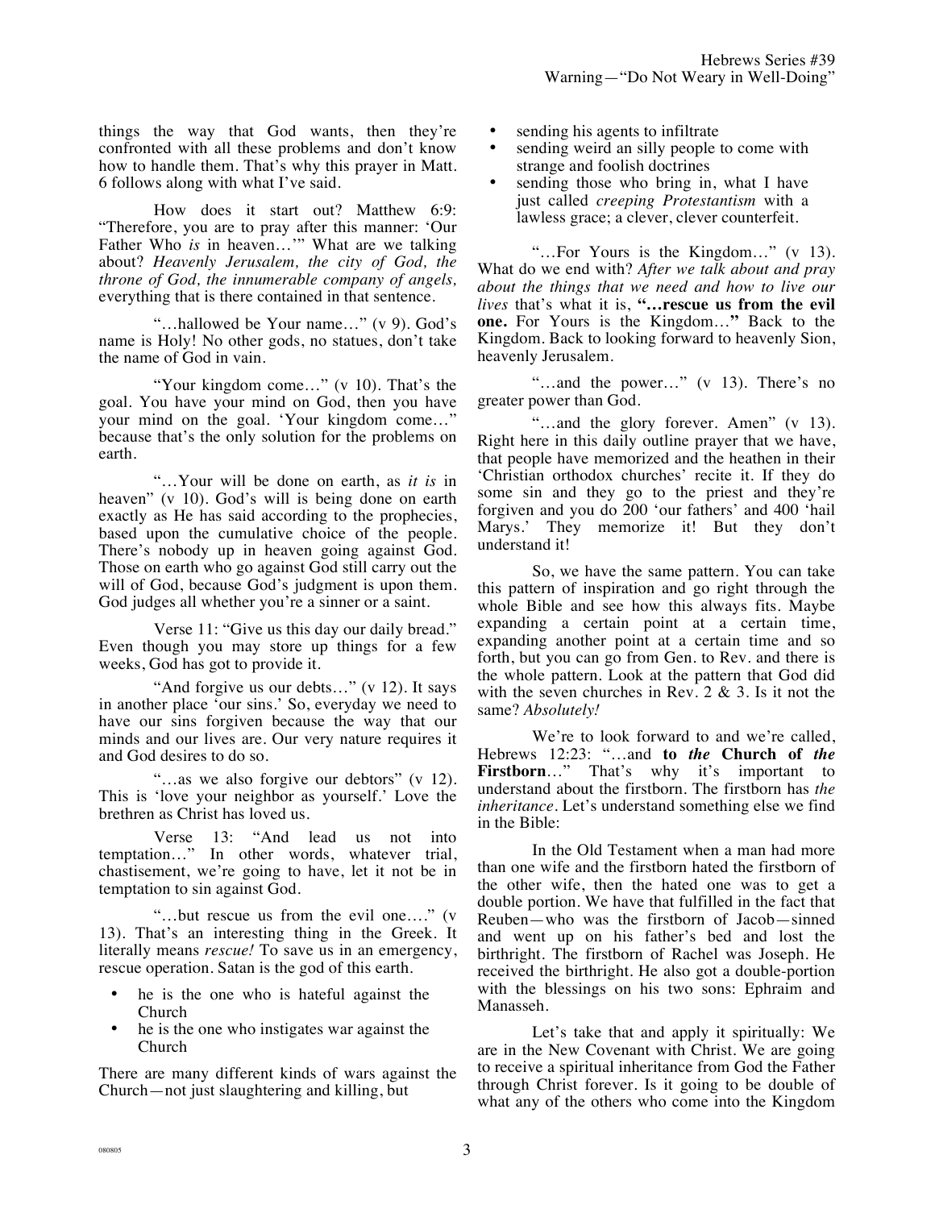things the way that God wants, then they're confronted with all these problems and don't know how to handle them. That's why this prayer in Matt. 6 follows along with what I've said.

How does it start out? Matthew 6:9: "Therefore, you are to pray after this manner: 'Our Father Who *is* in heaven…'" What are we talking about? *Heavenly Jerusalem, the city of God, the throne of God, the innumerable company of angels,* everything that is there contained in that sentence.

"…hallowed be Your name…" (v 9). God's name is Holy! No other gods, no statues, don't take the name of God in vain.

"Your kingdom come…" (v 10). That's the goal. You have your mind on God, then you have your mind on the goal. 'Your kingdom come…" because that's the only solution for the problems on earth.

"…Your will be done on earth, as *it is* in heaven" (v 10). God's will is being done on earth exactly as He has said according to the prophecies, based upon the cumulative choice of the people. There's nobody up in heaven going against God. Those on earth who go against God still carry out the will of God, because God's judgment is upon them. God judges all whether you're a sinner or a saint.

Verse 11: "Give us this day our daily bread." Even though you may store up things for a few weeks, God has got to provide it.

"And forgive us our debts…" (v 12). It says in another place 'our sins.' So, everyday we need to have our sins forgiven because the way that our minds and our lives are. Our very nature requires it and God desires to do so.

"…as we also forgive our debtors" (v 12). This is 'love your neighbor as yourself.' Love the brethren as Christ has loved us.

Verse 13: "And lead us not into temptation…" In other words, whatever trial, chastisement, we're going to have, let it not be in temptation to sin against God.

"…but rescue us from the evil one…." (v 13). That's an interesting thing in the Greek. It literally means *rescue!* To save us in an emergency, rescue operation. Satan is the god of this earth.

- he is the one who is hateful against the Church
- he is the one who instigates war against the Church

There are many different kinds of wars against the Church—not just slaughtering and killing, but

- sending his agents to infiltrate
- sending weird an silly people to come with strange and foolish doctrines
- sending those who bring in, what I have just called *creeping Protestantism* with a lawless grace; a clever, clever counterfeit.

"…For Yours is the Kingdom…" (v 13). What do we end with? *After we talk about and pray about the things that we need and how to live our lives* that's what it is, **"…rescue us from the evil one.** For Yours is the Kingdom…**"** Back to the Kingdom. Back to looking forward to heavenly Sion, heavenly Jerusalem.

"…and the power…" (v 13). There's no greater power than God.

"…and the glory forever. Amen" (v 13). Right here in this daily outline prayer that we have, that people have memorized and the heathen in their 'Christian orthodox churches' recite it. If they do some sin and they go to the priest and they're forgiven and you do 200 'our fathers' and 400 'hail Marys.' They memorize it! But they don't understand it!

So, we have the same pattern. You can take this pattern of inspiration and go right through the whole Bible and see how this always fits. Maybe expanding a certain point at a certain time, expanding another point at a certain time and so forth, but you can go from Gen. to Rev. and there is the whole pattern. Look at the pattern that God did with the seven churches in Rev. 2 & 3. Is it not the same? *Absolutely!*

We're to look forward to and we're called, Hebrews 12:23: "…and **to *the* Church of *the* Firstborn**…" That's why it's important to understand about the firstborn. The firstborn has *the inheritance*. Let's understand something else we find in the Bible:

In the Old Testament when a man had more than one wife and the firstborn hated the firstborn of the other wife, then the hated one was to get a double portion. We have that fulfilled in the fact that Reuben—who was the firstborn of Jacob—sinned and went up on his father's bed and lost the birthright. The firstborn of Rachel was Joseph. He received the birthright. He also got a double-portion with the blessings on his two sons: Ephraim and Manasseh.

Let's take that and apply it spiritually: We are in the New Covenant with Christ. We are going to receive a spiritual inheritance from God the Father through Christ forever. Is it going to be double of what any of the others who come into the Kingdom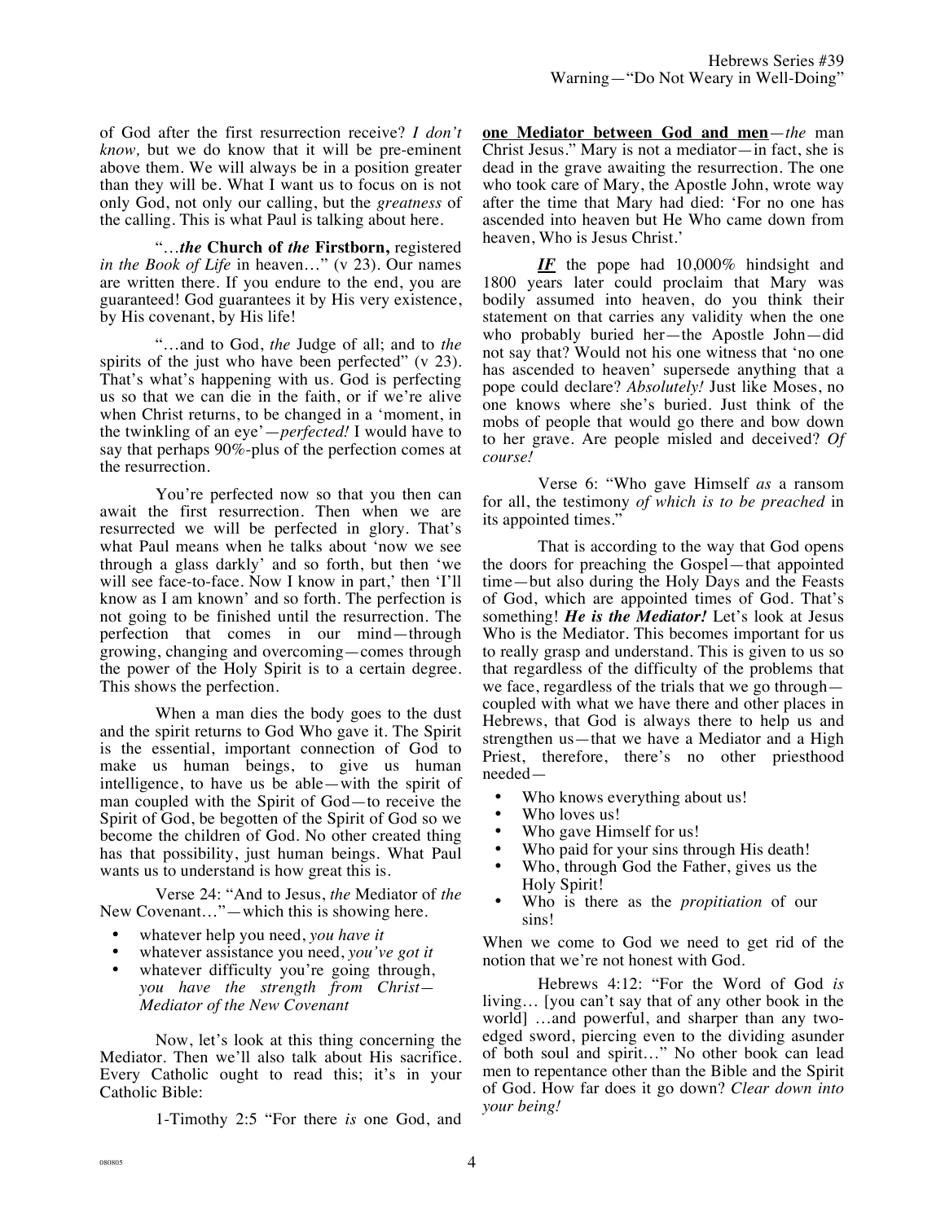of God after the first resurrection receive? *I don't know,* but we do know that it will be pre-eminent above them. We will always be in a position greater than they will be. What I want us to focus on is not only God, not only our calling, but the *greatness* of the calling. This is what Paul is talking about here.

"…***the*** **Church of *the* Firstborn,** registered *in the Book of Life* in heaven…" (v 23). Our names are written there. If you endure to the end, you are guaranteed! God guarantees it by His very existence, by His covenant, by His life!

"…and to God, *the* Judge of all; and to *the* spirits of the just who have been perfected" (v 23). That's what's happening with us. God is perfecting us so that we can die in the faith, or if we're alive when Christ returns, to be changed in a 'moment, in the twinkling of an eye'—*perfected!* I would have to say that perhaps 90%-plus of the perfection comes at the resurrection.

You're perfected now so that you then can await the first resurrection. Then when we are resurrected we will be perfected in glory. That's what Paul means when he talks about 'now we see through a glass darkly' and so forth, but then 'we will see face-to-face. Now I know in part,' then 'I'll know as I am known' and so forth. The perfection is not going to be finished until the resurrection. The perfection that comes in our mind—through growing, changing and overcoming—comes through the power of the Holy Spirit is to a certain degree. This shows the perfection.

When a man dies the body goes to the dust and the spirit returns to God Who gave it. The Spirit is the essential, important connection of God to make us human beings, to give us human intelligence, to have us be able—with the spirit of man coupled with the Spirit of God—to receive the Spirit of God, be begotten of the Spirit of God so we become the children of God. No other created thing has that possibility, just human beings. What Paul wants us to understand is how great this is.

Verse 24: "And to Jesus, *the* Mediator of *the* New Covenant…"—which this is showing here.

- whatever help you need, *you have it*
- whatever assistance you need, *you've got it*
- whatever difficulty you're going through, *you have the strength from Christ—Mediator of the New Covenant*

Now, let's look at this thing concerning the Mediator. Then we'll also talk about His sacrifice. Every Catholic ought to read this; it's in your Catholic Bible:

1-Timothy 2:5 "For there *is* one God, and **one Mediator between God and men**—*the* man Christ Jesus." Mary is not a mediator—in fact, she is dead in the grave awaiting the resurrection. The one who took care of Mary, the Apostle John, wrote way after the time that Mary had died: 'For no one has ascended into heaven but He Who came down from heaven, Who is Jesus Christ.'

***IF*** the pope had 10,000% hindsight and 1800 years later could proclaim that Mary was bodily assumed into heaven, do you think their statement on that carries any validity when the one who probably buried her—the Apostle John—did not say that? Would not his one witness that 'no one has ascended to heaven' supersede anything that a pope could declare? *Absolutely!* Just like Moses, no one knows where she's buried. Just think of the mobs of people that would go there and bow down to her grave. Are people misled and deceived? *Of course!*

Verse 6: "Who gave Himself *as* a ransom for all, the testimony *of which is to be preached* in its appointed times."

That is according to the way that God opens the doors for preaching the Gospel—that appointed time—but also during the Holy Days and the Feasts of God, which are appointed times of God. That's something! ***He is the Mediator!*** Let's look at Jesus Who is the Mediator. This becomes important for us to really grasp and understand. This is given to us so that regardless of the difficulty of the problems that we face, regardless of the trials that we go through—coupled with what we have there and other places in Hebrews, that God is always there to help us and strengthen us—that we have a Mediator and a High Priest, therefore, there's no other priesthood needed—

- Who knows everything about us!
- Who loves us!
- Who gave Himself for us!
- Who paid for your sins through His death!
- Who, through God the Father, gives us the Holy Spirit!
- Who is there as the *propitiation* of our sins!

When we come to God we need to get rid of the notion that we're not honest with God.

Hebrews 4:12: "For the Word of God *is* living… [you can't say that of any other book in the world] …and powerful, and sharper than any two-edged sword, piercing even to the dividing asunder of both soul and spirit…" No other book can lead men to repentance other than the Bible and the Spirit of God. How far does it go down? *Clear down into your being!*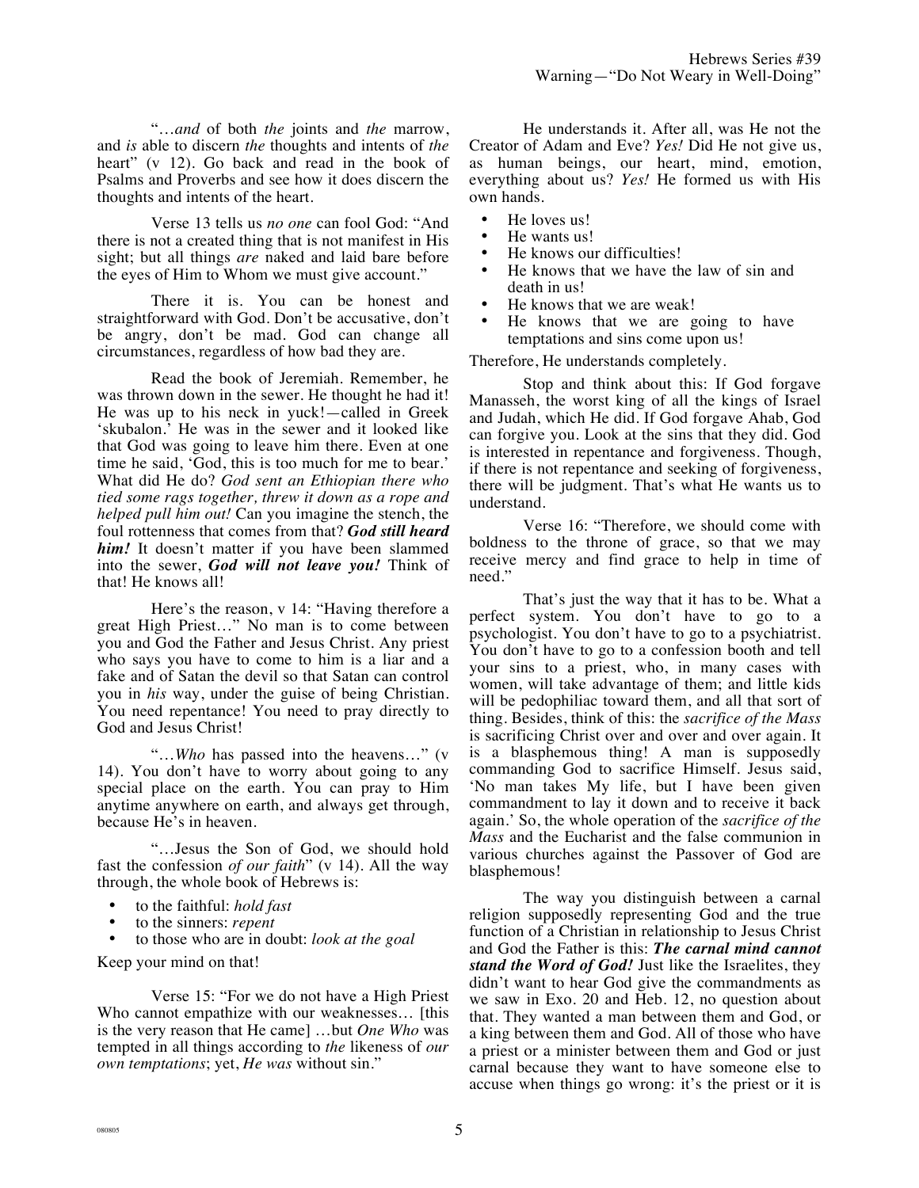"…*and* of both *the* joints and *the* marrow, and *is* able to discern *the* thoughts and intents of *the* heart" (v 12). Go back and read in the book of Psalms and Proverbs and see how it does discern the thoughts and intents of the heart.

Verse 13 tells us *no one* can fool God: "And there is not a created thing that is not manifest in His sight; but all things *are* naked and laid bare before the eyes of Him to Whom we must give account."

There it is. You can be honest and straightforward with God. Don't be accusative, don't be angry, don't be mad. God can change all circumstances, regardless of how bad they are.

Read the book of Jeremiah. Remember, he was thrown down in the sewer. He thought he had it! He was up to his neck in yuck!—called in Greek 'skubalon.' He was in the sewer and it looked like that God was going to leave him there. Even at one time he said, 'God, this is too much for me to bear.' What did He do? *God sent an Ethiopian there who tied some rags together, threw it down as a rope and helped pull him out!* Can you imagine the stench, the foul rottenness that comes from that? ***God still heard him!*** It doesn't matter if you have been slammed into the sewer, ***God will not leave you!*** Think of that! He knows all!

Here's the reason, v 14: "Having therefore a great High Priest…" No man is to come between you and God the Father and Jesus Christ. Any priest who says you have to come to him is a liar and a fake and of Satan the devil so that Satan can control you in *his* way, under the guise of being Christian. You need repentance! You need to pray directly to God and Jesus Christ!

"…*Who* has passed into the heavens…" (v 14). You don't have to worry about going to any special place on the earth. You can pray to Him anytime anywhere on earth, and always get through, because He's in heaven.

"…Jesus the Son of God, we should hold fast the confession *of our faith*" (v 14). All the way through, the whole book of Hebrews is:

- to the faithful: *hold fast*
- to the sinners: *repent*
- to those who are in doubt: *look at the goal*

Keep your mind on that!

Verse 15: "For we do not have a High Priest Who cannot empathize with our weaknesses… [this is the very reason that He came] …but *One Who* was tempted in all things according to *the* likeness of *our own temptations*; yet, *He was* without sin."

He understands it. After all, was He not the Creator of Adam and Eve? *Yes!* Did He not give us, as human beings, our heart, mind, emotion, everything about us? *Yes!* He formed us with His own hands.

- He loves us!
- He wants us!
- He knows our difficulties!
- He knows that we have the law of sin and death in us!
- He knows that we are weak!
- He knows that we are going to have temptations and sins come upon us!

Therefore, He understands completely.

Stop and think about this: If God forgave Manasseh, the worst king of all the kings of Israel and Judah, which He did. If God forgave Ahab, God can forgive you. Look at the sins that they did. God is interested in repentance and forgiveness. Though, if there is not repentance and seeking of forgiveness, there will be judgment. That's what He wants us to understand.

Verse 16: "Therefore, we should come with boldness to the throne of grace, so that we may receive mercy and find grace to help in time of need."

That's just the way that it has to be. What a perfect system. You don't have to go to a psychologist. You don't have to go to a psychiatrist. You don't have to go to a confession booth and tell your sins to a priest, who, in many cases with women, will take advantage of them; and little kids will be pedophiliac toward them, and all that sort of thing. Besides, think of this: the *sacrifice of the Mass* is sacrificing Christ over and over and over again. It is a blasphemous thing! A man is supposedly commanding God to sacrifice Himself. Jesus said, 'No man takes My life, but I have been given commandment to lay it down and to receive it back again.' So, the whole operation of the *sacrifice of the Mass* and the Eucharist and the false communion in various churches against the Passover of God are blasphemous!

The way you distinguish between a carnal religion supposedly representing God and the true function of a Christian in relationship to Jesus Christ and God the Father is this: ***The carnal mind cannot stand the Word of God!*** Just like the Israelites, they didn't want to hear God give the commandments as we saw in Exo. 20 and Heb. 12, no question about that. They wanted a man between them and God, or a king between them and God. All of those who have a priest or a minister between them and God or just carnal because they want to have someone else to accuse when things go wrong: it's the priest or it is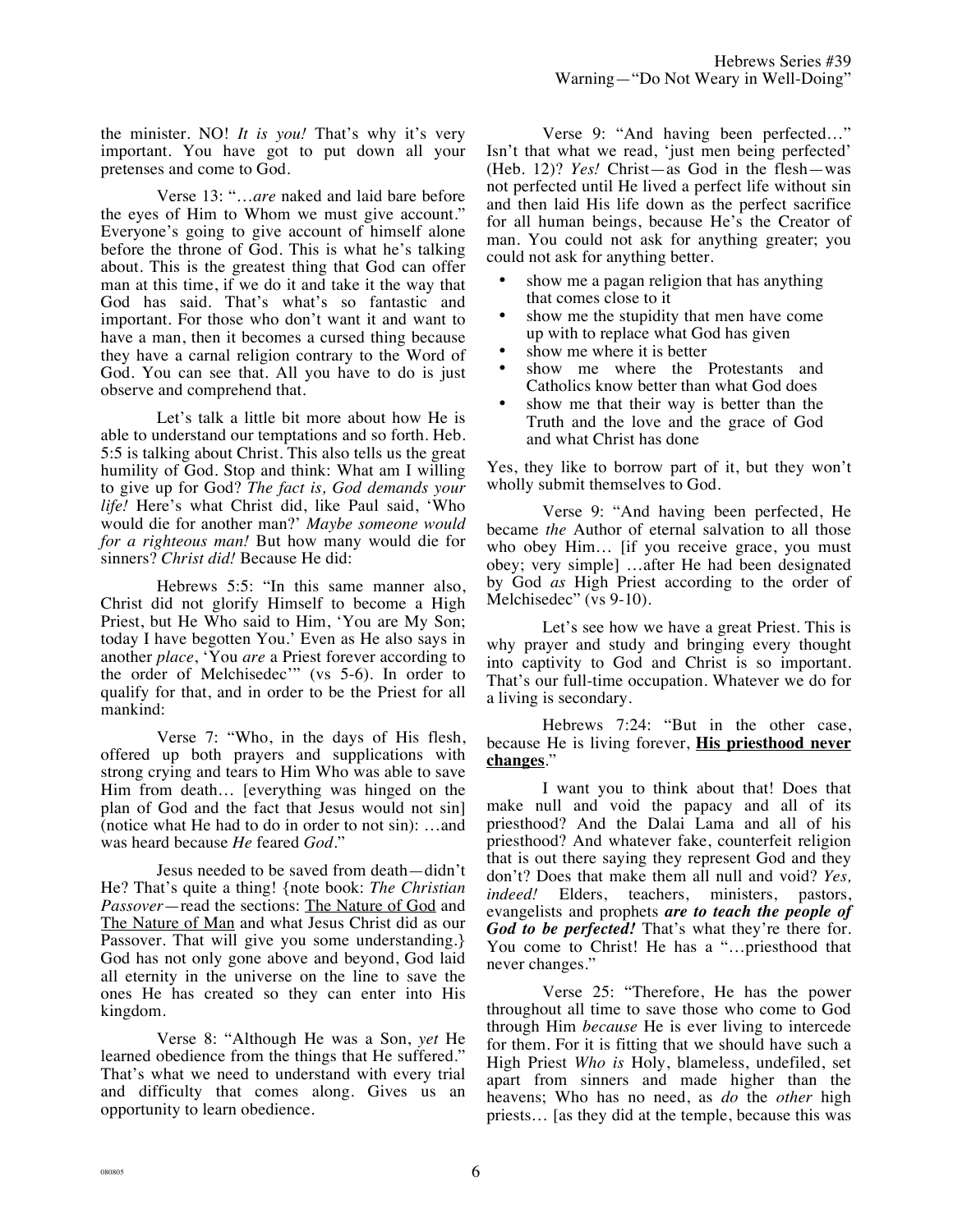the minister. NO! *It is you!* That's why it's very important. You have got to put down all your pretenses and come to God.

Verse 13: "…*are* naked and laid bare before the eyes of Him to Whom we must give account." Everyone's going to give account of himself alone before the throne of God. This is what he's talking about. This is the greatest thing that God can offer man at this time, if we do it and take it the way that God has said. That's what's so fantastic and important. For those who don't want it and want to have a man, then it becomes a cursed thing because they have a carnal religion contrary to the Word of God. You can see that. All you have to do is just observe and comprehend that.

Let's talk a little bit more about how He is able to understand our temptations and so forth. Heb. 5:5 is talking about Christ. This also tells us the great humility of God. Stop and think: What am I willing to give up for God? *The fact is, God demands your life!* Here's what Christ did, like Paul said, 'Who would die for another man?' *Maybe someone would for a righteous man!* But how many would die for sinners? *Christ did!* Because He did:

Hebrews 5:5: "In this same manner also, Christ did not glorify Himself to become a High Priest, but He Who said to Him, 'You are My Son; today I have begotten You.' Even as He also says in another *place*, 'You *are* a Priest forever according to the order of Melchisedec'" (vs 5-6). In order to qualify for that, and in order to be the Priest for all mankind:

Verse 7: "Who, in the days of His flesh, offered up both prayers and supplications with strong crying and tears to Him Who was able to save Him from death… [everything was hinged on the plan of God and the fact that Jesus would not sin] (notice what He had to do in order to not sin): …and was heard because *He* feared *God*."

Jesus needed to be saved from death—didn't He? That's quite a thing! {note book: *The Christian Passover*—read the sections: The Nature of God and The Nature of Man and what Jesus Christ did as our Passover. That will give you some understanding.} God has not only gone above and beyond, God laid all eternity in the universe on the line to save the ones He has created so they can enter into His kingdom.

Verse 8: "Although He was a Son, *yet* He learned obedience from the things that He suffered." That's what we need to understand with every trial and difficulty that comes along. Gives us an opportunity to learn obedience.

Verse 9: "And having been perfected…" Isn't that what we read, 'just men being perfected' (Heb. 12)? *Yes!* Christ—as God in the flesh—was not perfected until He lived a perfect life without sin and then laid His life down as the perfect sacrifice for all human beings, because He's the Creator of man. You could not ask for anything greater; you could not ask for anything better.

- show me a pagan religion that has anything that comes close to it
- show me the stupidity that men have come up with to replace what God has given
- show me where it is better
- show me where the Protestants and Catholics know better than what God does
- show me that their way is better than the Truth and the love and the grace of God and what Christ has done

Yes, they like to borrow part of it, but they won't wholly submit themselves to God.

Verse 9: "And having been perfected, He became *the* Author of eternal salvation to all those who obey Him… [if you receive grace, you must obey; very simple] …after He had been designated by God *as* High Priest according to the order of Melchisedec" (vs 9-10).

Let's see how we have a great Priest. This is why prayer and study and bringing every thought into captivity to God and Christ is so important. That's our full-time occupation. Whatever we do for a living is secondary.

Hebrews 7:24: "But in the other case, because He is living forever, **<u>His priesthood never changes</u>**."

I want you to think about that! Does that make null and void the papacy and all of its priesthood? And the Dalai Lama and all of his priesthood? And whatever fake, counterfeit religion that is out there saying they represent God and they don't? Does that make them all null and void? *Yes, indeed!* Elders, teachers, ministers, pastors, evangelists and prophets ***are to teach the people of God to be perfected!*** That's what they're there for. You come to Christ! He has a "…priesthood that never changes."

Verse 25: "Therefore, He has the power throughout all time to save those who come to God through Him *because* He is ever living to intercede for them. For it is fitting that we should have such a High Priest *Who is* Holy, blameless, undefiled, set apart from sinners and made higher than the heavens; Who has no need, as *do* the *other* high priests… [as they did at the temple, because this was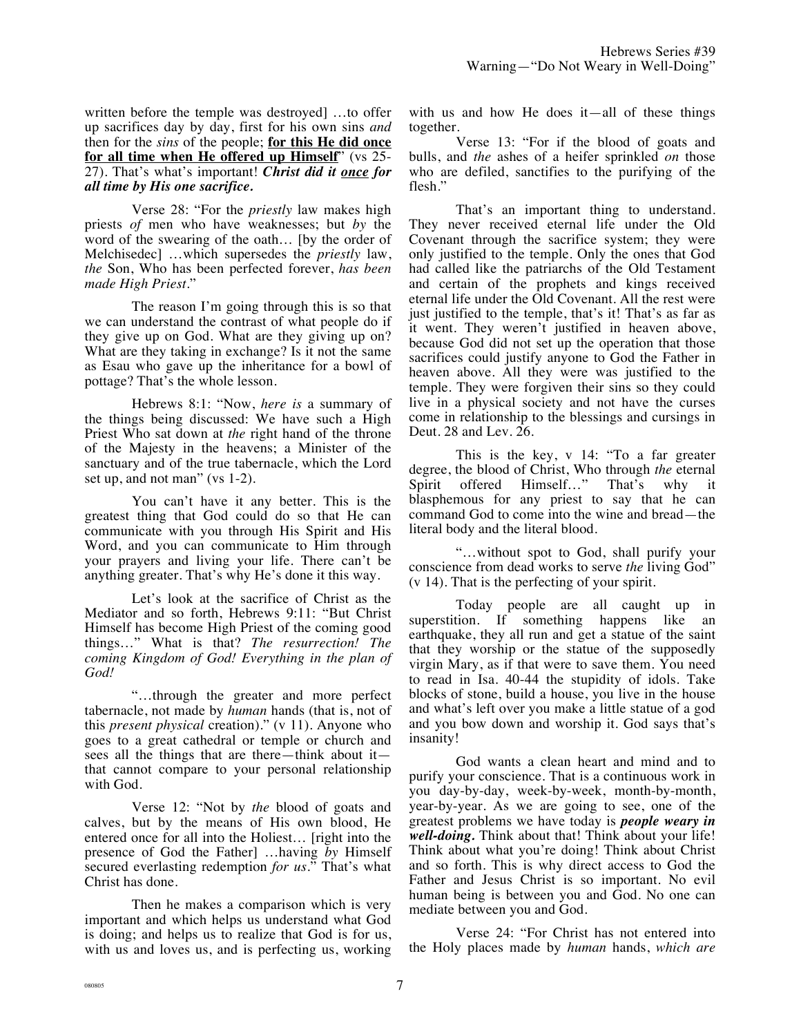written before the temple was destroyed] …to offer up sacrifices day by day, first for his own sins *and* then for the *sins* of the people; **for this He did once for all time when He offered up Himself**" (vs 25-27). That's what's important! ***Christ did it once for all time by His one sacrifice.***

Verse 28: "For the *priestly* law makes high priests *of* men who have weaknesses; but *by* the word of the swearing of the oath… [by the order of Melchisedec] …which supersedes the *priestly* law, *the* Son, Who has been perfected forever, *has been made High Priest*."

The reason I'm going through this is so that we can understand the contrast of what people do if they give up on God. What are they giving up on? What are they taking in exchange? Is it not the same as Esau who gave up the inheritance for a bowl of pottage? That's the whole lesson.

Hebrews 8:1: "Now, *here is* a summary of the things being discussed: We have such a High Priest Who sat down at *the* right hand of the throne of the Majesty in the heavens; a Minister of the sanctuary and of the true tabernacle, which the Lord set up, and not man" (vs 1-2).

You can't have it any better. This is the greatest thing that God could do so that He can communicate with you through His Spirit and His Word, and you can communicate to Him through your prayers and living your life. There can't be anything greater. That's why He's done it this way.

Let's look at the sacrifice of Christ as the Mediator and so forth, Hebrews 9:11: "But Christ Himself has become High Priest of the coming good things…" What is that? *The resurrection! The coming Kingdom of God! Everything in the plan of God!*

"…through the greater and more perfect tabernacle, not made by *human* hands (that is, not of this *present physical* creation)." (v 11). Anyone who goes to a great cathedral or temple or church and sees all the things that are there—think about it—that cannot compare to your personal relationship with God.

Verse 12: "Not by *the* blood of goats and calves, but by the means of His own blood, He entered once for all into the Holiest… [right into the presence of God the Father] …having *by* Himself secured everlasting redemption *for us*." That's what Christ has done.

Then he makes a comparison which is very important and which helps us understand what God is doing; and helps us to realize that God is for us, with us and loves us, and is perfecting us, working with us and how He does it—all of these things together.

Verse 13: "For if the blood of goats and bulls, and *the* ashes of a heifer sprinkled *on* those who are defiled, sanctifies to the purifying of the flesh."

That's an important thing to understand. They never received eternal life under the Old Covenant through the sacrifice system; they were only justified to the temple. Only the ones that God had called like the patriarchs of the Old Testament and certain of the prophets and kings received eternal life under the Old Covenant. All the rest were just justified to the temple, that's it! That's as far as it went. They weren't justified in heaven above, because God did not set up the operation that those sacrifices could justify anyone to God the Father in heaven above. All they were was justified to the temple. They were forgiven their sins so they could live in a physical society and not have the curses come in relationship to the blessings and cursings in Deut. 28 and Lev. 26.

This is the key, v 14: "To a far greater degree, the blood of Christ, Who through *the* eternal Spirit offered Himself…" That's why it blasphemous for any priest to say that he can command God to come into the wine and bread—the literal body and the literal blood.

"…without spot to God, shall purify your conscience from dead works to serve *the* living God" (v 14). That is the perfecting of your spirit.

Today people are all caught up in superstition. If something happens like an earthquake, they all run and get a statue of the saint that they worship or the statue of the supposedly virgin Mary, as if that were to save them. You need to read in Isa. 40-44 the stupidity of idols. Take blocks of stone, build a house, you live in the house and what's left over you make a little statue of a god and you bow down and worship it. God says that's insanity!

God wants a clean heart and mind and to purify your conscience. That is a continuous work in you day-by-day, week-by-week, month-by-month, year-by-year. As we are going to see, one of the greatest problems we have today is ***people weary in well-doing.*** Think about that! Think about your life! Think about what you're doing! Think about Christ and so forth. This is why direct access to God the Father and Jesus Christ is so important. No evil human being is between you and God. No one can mediate between you and God.

Verse 24: "For Christ has not entered into the Holy places made by *human* hands, *which are*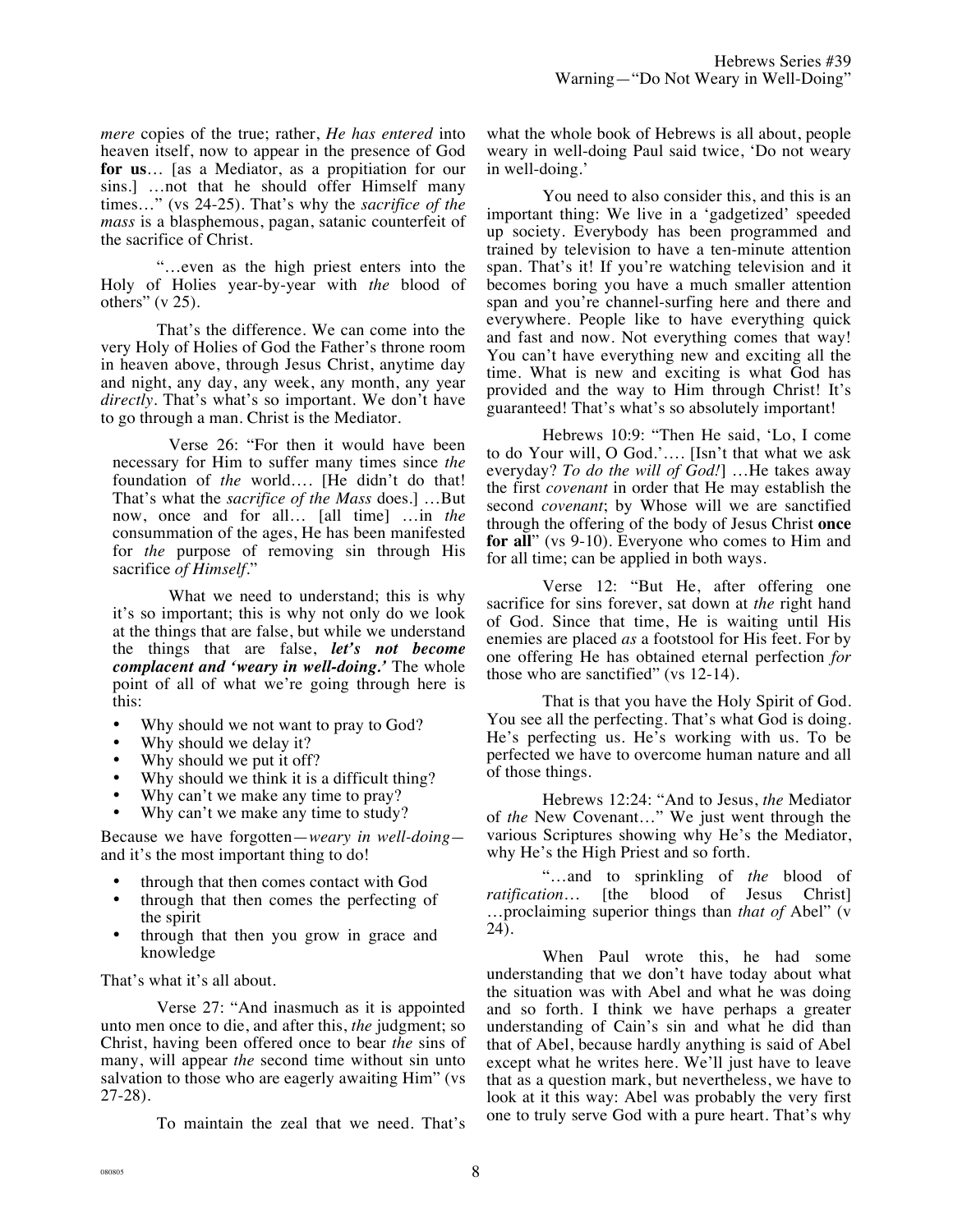*mere* copies of the true; rather, *He has entered* into heaven itself, now to appear in the presence of God **for us**… [as a Mediator, as a propitiation for our sins.] …not that he should offer Himself many times…" (vs 24-25). That's why the *sacrifice of the mass* is a blasphemous, pagan, satanic counterfeit of the sacrifice of Christ.

"…even as the high priest enters into the Holy of Holies year-by-year with *the* blood of others" (v 25).

That's the difference. We can come into the very Holy of Holies of God the Father's throne room in heaven above, through Jesus Christ, anytime day and night, any day, any week, any month, any year *directly*. That's what's so important. We don't have to go through a man. Christ is the Mediator.

Verse 26: "For then it would have been necessary for Him to suffer many times since *the* foundation of *the* world…. [He didn't do that! That's what the *sacrifice of the Mass* does.] …But now, once and for all… [all time] …in *the* consummation of the ages, He has been manifested for *the* purpose of removing sin through His sacrifice *of Himself*."

What we need to understand; this is why it's so important; this is why not only do we look at the things that are false, but while we understand the things that are false, ***let's not become complacent and 'weary in well-doing.'*** The whole point of all of what we're going through here is this:

- Why should we not want to pray to God?
- Why should we delay it?
- Why should we put it off?
- Why should we think it is a difficult thing?
- Why can't we make any time to pray?
- Why can't we make any time to study?

Because we have forgotten—*weary in well-doing*—and it's the most important thing to do!

- through that then comes contact with God
- through that then comes the perfecting of the spirit
- through that then you grow in grace and knowledge

That's what it's all about.

Verse 27: "And inasmuch as it is appointed unto men once to die, and after this, *the* judgment; so Christ, having been offered once to bear *the* sins of many, will appear *the* second time without sin unto salvation to those who are eagerly awaiting Him" (vs 27-28).

To maintain the zeal that we need. That's what the whole book of Hebrews is all about, people weary in well-doing Paul said twice, 'Do not weary in well-doing.'

You need to also consider this, and this is an important thing: We live in a 'gadgetized' speeded up society. Everybody has been programmed and trained by television to have a ten-minute attention span. That's it! If you're watching television and it becomes boring you have a much smaller attention span and you're channel-surfing here and there and everywhere. People like to have everything quick and fast and now. Not everything comes that way! You can't have everything new and exciting all the time. What is new and exciting is what God has provided and the way to Him through Christ! It's guaranteed! That's what's so absolutely important!

Hebrews 10:9: "Then He said, 'Lo, I come to do Your will, O God.'…. [Isn't that what we ask everyday? *To do the will of God!*] …He takes away the first *covenant* in order that He may establish the second *covenant*; by Whose will we are sanctified through the offering of the body of Jesus Christ **once for all**" (vs 9-10). Everyone who comes to Him and for all time; can be applied in both ways.

Verse 12: "But He, after offering one sacrifice for sins forever, sat down at *the* right hand of God. Since that time, He is waiting until His enemies are placed *as* a footstool for His feet. For by one offering He has obtained eternal perfection *for* those who are sanctified" (vs 12-14).

That is that you have the Holy Spirit of God. You see all the perfecting. That's what God is doing. He's perfecting us. He's working with us. To be perfected we have to overcome human nature and all of those things.

Hebrews 12:24: "And to Jesus, *the* Mediator of *the* New Covenant…" We just went through the various Scriptures showing why He's the Mediator, why He's the High Priest and so forth.

"…and to sprinkling of *the* blood of *ratification*… [the blood of Jesus Christ] …proclaiming superior things than *that of* Abel" (v 24).

When Paul wrote this, he had some understanding that we don't have today about what the situation was with Abel and what he was doing and so forth. I think we have perhaps a greater understanding of Cain's sin and what he did than that of Abel, because hardly anything is said of Abel except what he writes here. We'll just have to leave that as a question mark, but nevertheless, we have to look at it this way: Abel was probably the very first one to truly serve God with a pure heart. That's why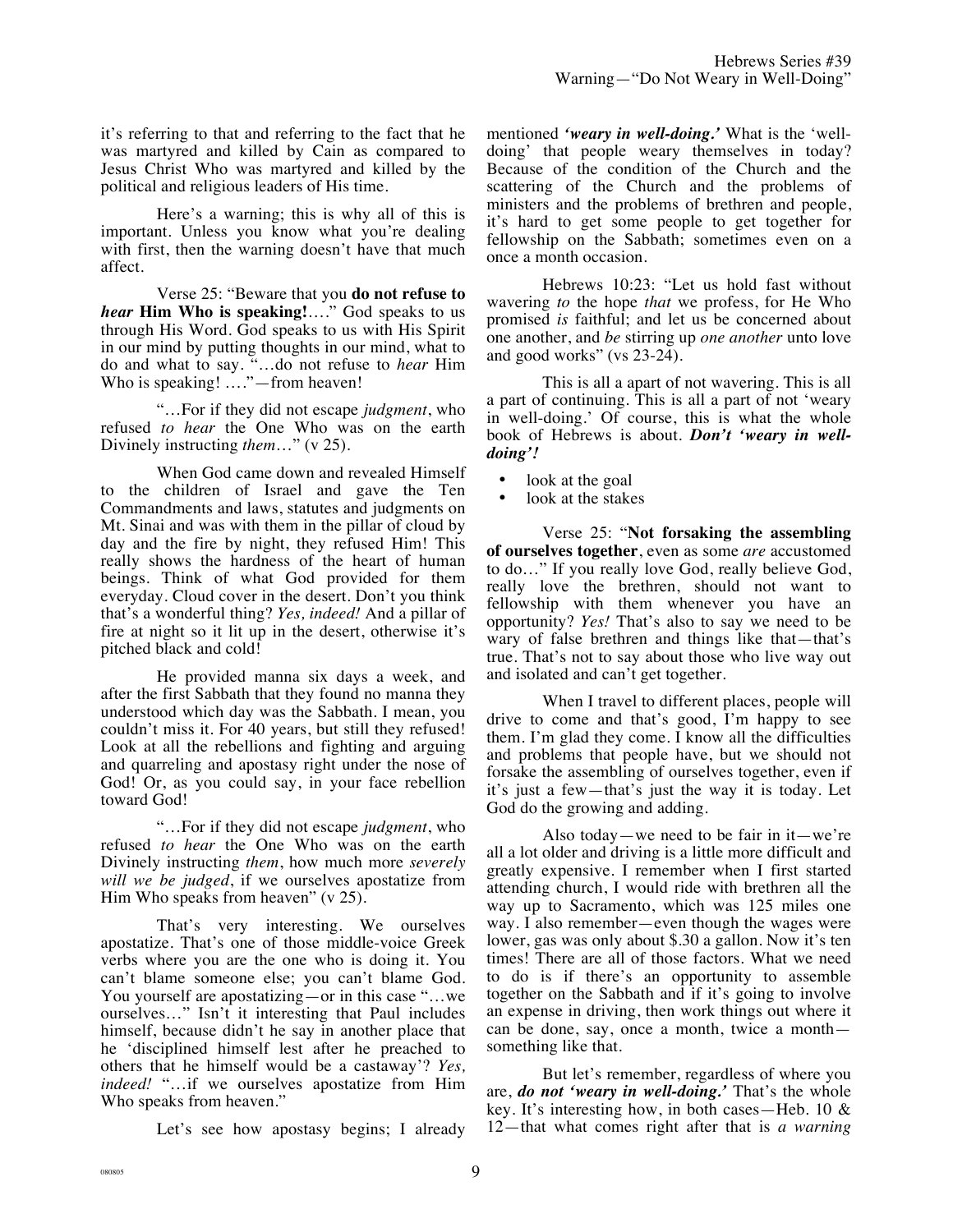it's referring to that and referring to the fact that he was martyred and killed by Cain as compared to Jesus Christ Who was martyred and killed by the political and religious leaders of His time.

Here's a warning; this is why all of this is important. Unless you know what you're dealing with first, then the warning doesn't have that much affect.

Verse 25: "Beware that you **do not refuse to *hear* Him Who is speaking!**…." God speaks to us through His Word. God speaks to us with His Spirit in our mind by putting thoughts in our mind, what to do and what to say. "…do not refuse to *hear* Him Who is speaking! …."—from heaven!

"…For if they did not escape *judgment*, who refused *to hear* the One Who was on the earth Divinely instructing *them*…" (v 25).

When God came down and revealed Himself to the children of Israel and gave the Ten Commandments and laws, statutes and judgments on Mt. Sinai and was with them in the pillar of cloud by day and the fire by night, they refused Him! This really shows the hardness of the heart of human beings. Think of what God provided for them everyday. Cloud cover in the desert. Don't you think that's a wonderful thing? *Yes, indeed!* And a pillar of fire at night so it lit up in the desert, otherwise it's pitched black and cold!

He provided manna six days a week, and after the first Sabbath that they found no manna they understood which day was the Sabbath. I mean, you couldn't miss it. For 40 years, but still they refused! Look at all the rebellions and fighting and arguing and quarreling and apostasy right under the nose of God! Or, as you could say, in your face rebellion toward God!

"…For if they did not escape *judgment*, who refused *to hear* the One Who was on the earth Divinely instructing *them*, how much more *severely will we be judged*, if we ourselves apostatize from Him Who speaks from heaven" (v 25).

That's very interesting. We ourselves apostatize. That's one of those middle-voice Greek verbs where you are the one who is doing it. You can't blame someone else; you can't blame God. You yourself are apostatizing—or in this case "…we ourselves…" Isn't it interesting that Paul includes himself, because didn't he say in another place that he 'disciplined himself lest after he preached to others that he himself would be a castaway'? *Yes, indeed!* "…if we ourselves apostatize from Him Who speaks from heaven."

Let's see how apostasy begins; I already mentioned ***'weary in well-doing.'*** What is the 'well-doing' that people weary themselves in today? Because of the condition of the Church and the scattering of the Church and the problems of ministers and the problems of brethren and people, it's hard to get some people to get together for fellowship on the Sabbath; sometimes even on a once a month occasion.

Hebrews 10:23: "Let us hold fast without wavering *to* the hope *that* we profess, for He Who promised *is* faithful; and let us be concerned about one another, and *be* stirring up *one another* unto love and good works" (vs 23-24).

This is all a apart of not wavering. This is all a part of continuing. This is all a part of not 'weary in well-doing.' Of course, this is what the whole book of Hebrews is about. ***Don't 'weary in well-doing'!***

- look at the goal
- look at the stakes

Verse 25: "**Not forsaking the assembling of ourselves together**, even as some *are* accustomed to do…" If you really love God, really believe God, really love the brethren, should not want to fellowship with them whenever you have an opportunity? *Yes!* That's also to say we need to be wary of false brethren and things like that—that's true. That's not to say about those who live way out and isolated and can't get together.

When I travel to different places, people will drive to come and that's good, I'm happy to see them. I'm glad they come. I know all the difficulties and problems that people have, but we should not forsake the assembling of ourselves together, even if it's just a few—that's just the way it is today. Let God do the growing and adding.

Also today—we need to be fair in it—we're all a lot older and driving is a little more difficult and greatly expensive. I remember when I first started attending church, I would ride with brethren all the way up to Sacramento, which was 125 miles one way. I also remember—even though the wages were lower, gas was only about $.30 a gallon. Now it's ten times! There are all of those factors. What we need to do is if there's an opportunity to assemble together on the Sabbath and if it's going to involve an expense in driving, then work things out where it can be done, say, once a month, twice a month—something like that.

But let's remember, regardless of where you are, ***do not 'weary in well-doing.'*** That's the whole key. It's interesting how, in both cases—Heb. 10 & 12—that what comes right after that is *a warning*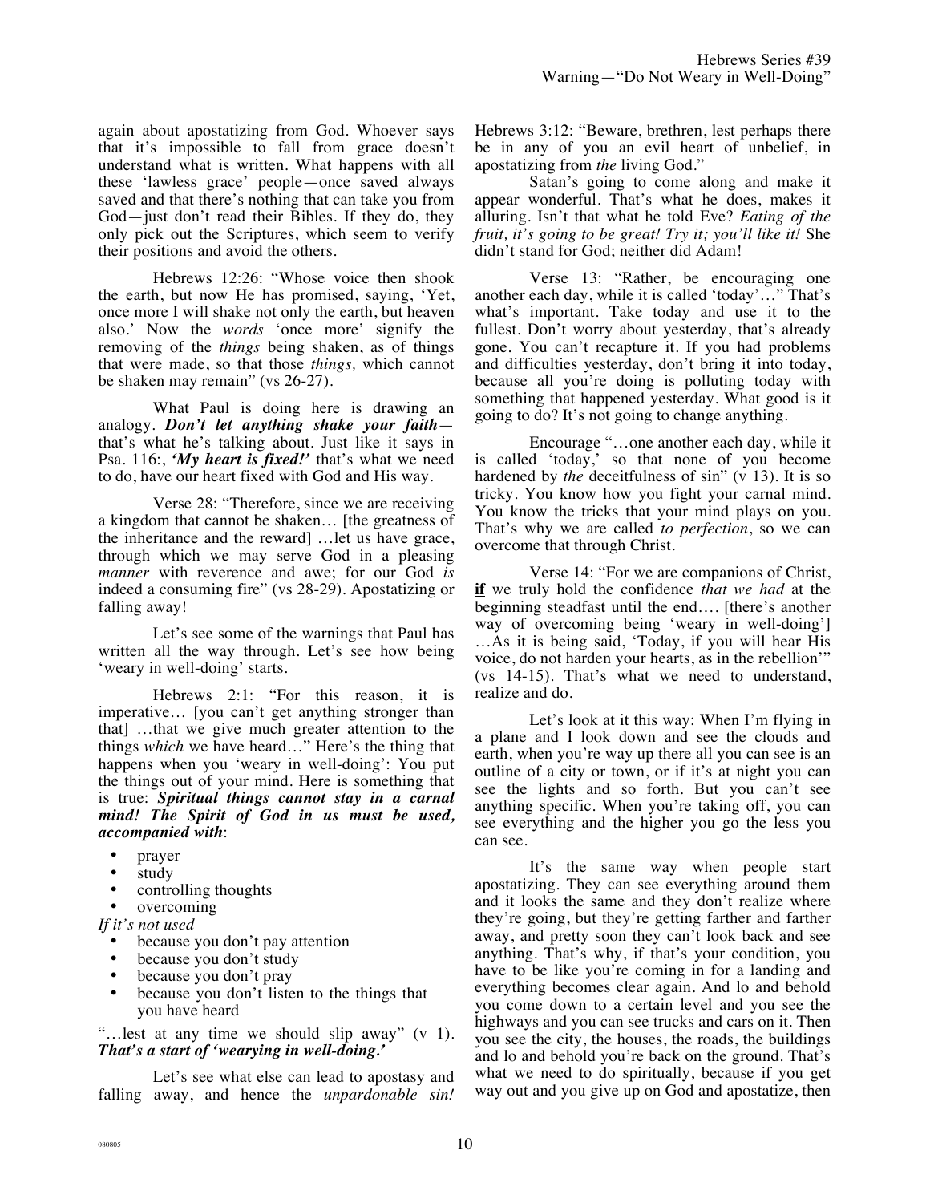again about apostatizing from God. Whoever says that it's impossible to fall from grace doesn't understand what is written. What happens with all these 'lawless grace' people—once saved always saved and that there's nothing that can take you from God—just don't read their Bibles. If they do, they only pick out the Scriptures, which seem to verify their positions and avoid the others.

Hebrews 12:26: "Whose voice then shook the earth, but now He has promised, saying, 'Yet, once more I will shake not only the earth, but heaven also.' Now the *words* 'once more' signify the removing of the *things* being shaken, as of things that were made, so that those *things,* which cannot be shaken may remain" (vs 26-27).

What Paul is doing here is drawing an analogy. ***Don't let anything shake your faith***—that's what he's talking about. Just like it says in Psa. 116:, ***'My heart is fixed!'*** that's what we need to do, have our heart fixed with God and His way.

Verse 28: "Therefore, since we are receiving a kingdom that cannot be shaken… [the greatness of the inheritance and the reward] …let us have grace, through which we may serve God in a pleasing *manner* with reverence and awe; for our God *is* indeed a consuming fire" (vs 28-29). Apostatizing or falling away!

Let's see some of the warnings that Paul has written all the way through. Let's see how being 'weary in well-doing' starts.

Hebrews 2:1: "For this reason, it is imperative… [you can't get anything stronger than that] …that we give much greater attention to the things *which* we have heard…" Here's the thing that happens when you 'weary in well-doing': You put the things out of your mind. Here is something that is true: ***Spiritual things cannot stay in a carnal mind! The Spirit of God in us must be used, accompanied with***:

- prayer
- study
- controlling thoughts
- overcoming

*If it's not used*

- because you don't pay attention
- because you don't study
- because you don't pray
- because you don't listen to the things that you have heard

"…lest at any time we should slip away" (v 1). ***That's a start of 'wearying in well-doing.'***

Let's see what else can lead to apostasy and falling away, and hence the *unpardonable sin!* Hebrews 3:12: "Beware, brethren, lest perhaps there be in any of you an evil heart of unbelief, in apostatizing from *the* living God."

Satan's going to come along and make it appear wonderful. That's what he does, makes it alluring. Isn't that what he told Eve? *Eating of the fruit, it's going to be great! Try it; you'll like it!* She didn't stand for God; neither did Adam!

Verse 13: "Rather, be encouraging one another each day, while it is called 'today'…" That's what's important. Take today and use it to the fullest. Don't worry about yesterday, that's already gone. You can't recapture it. If you had problems and difficulties yesterday, don't bring it into today, because all you're doing is polluting today with something that happened yesterday. What good is it going to do? It's not going to change anything.

Encourage "…one another each day, while it is called 'today,' so that none of you become hardened by *the* deceitfulness of sin" (v 13). It is so tricky. You know how you fight your carnal mind. You know the tricks that your mind plays on you. That's why we are called *to perfection*, so we can overcome that through Christ.

Verse 14: "For we are companions of Christ, **<u>if</u>** we truly hold the confidence *that we had* at the beginning steadfast until the end…. [there's another way of overcoming being 'weary in well-doing'] …As it is being said, 'Today, if you will hear His voice, do not harden your hearts, as in the rebellion'" (vs 14-15). That's what we need to understand, realize and do.

Let's look at it this way: When I'm flying in a plane and I look down and see the clouds and earth, when you're way up there all you can see is an outline of a city or town, or if it's at night you can see the lights and so forth. But you can't see anything specific. When you're taking off, you can see everything and the higher you go the less you can see.

It's the same way when people start apostatizing. They can see everything around them and it looks the same and they don't realize where they're going, but they're getting farther and farther away, and pretty soon they can't look back and see anything. That's why, if that's your condition, you have to be like you're coming in for a landing and everything becomes clear again. And lo and behold you come down to a certain level and you see the highways and you can see trucks and cars on it. Then you see the city, the houses, the roads, the buildings and lo and behold you're back on the ground. That's what we need to do spiritually, because if you get way out and you give up on God and apostatize, then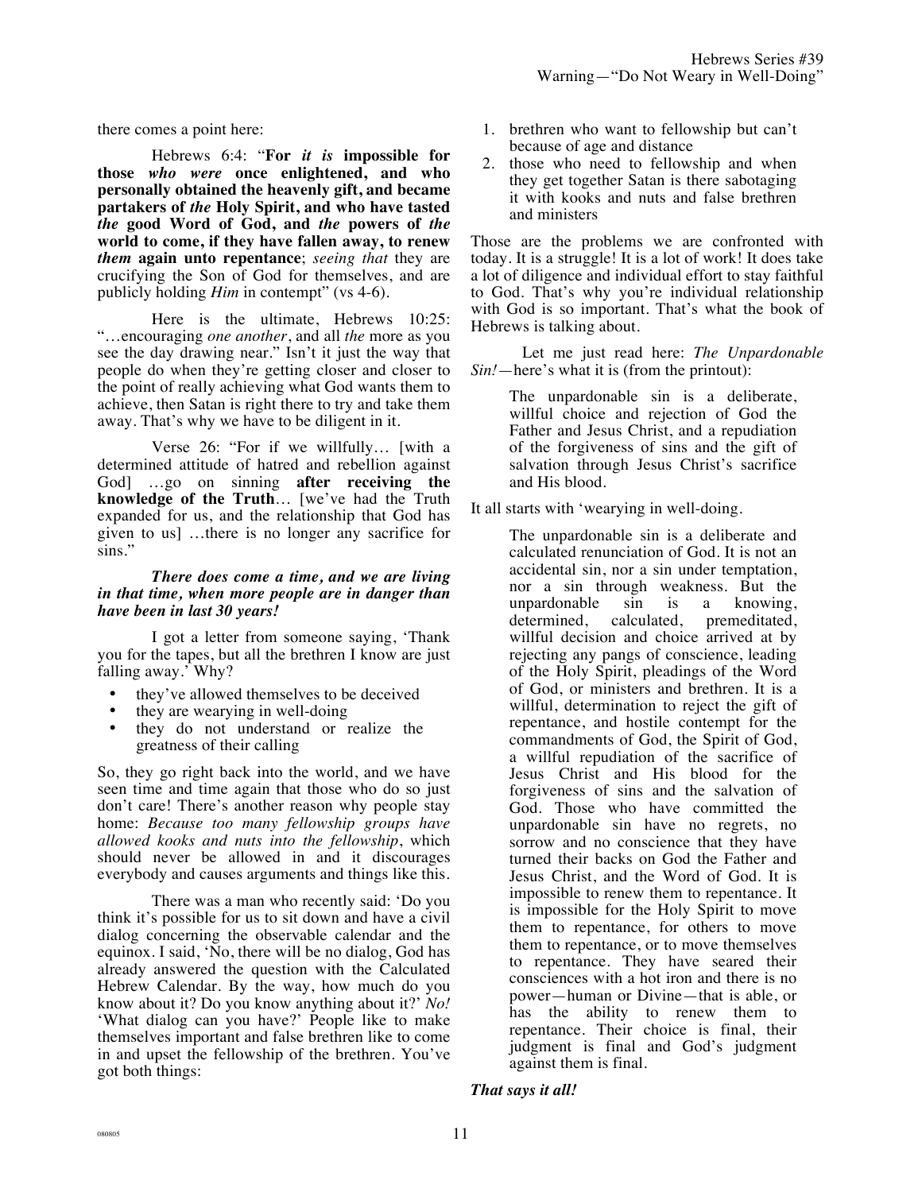there comes a point here:

Hebrews 6:4: "**For** ***it is*** **impossible for those** ***who were*** **once enlightened, and who personally obtained the heavenly gift, and became partakers of** ***the*** **Holy Spirit, and who have tasted** ***the*** **good Word of God, and** ***the*** **powers of** ***the*** **world to come, if they have fallen away, to renew** ***them*** **again unto repentance**; *seeing that* they are crucifying the Son of God for themselves, and are publicly holding *Him* in contempt" (vs 4-6).

Here is the ultimate, Hebrews 10:25: "…encouraging *one another*, and all *the* more as you see the day drawing near." Isn't it just the way that people do when they're getting closer and closer to the point of really achieving what God wants them to achieve, then Satan is right there to try and take them away. That's why we have to be diligent in it.

Verse 26: "For if we willfully… [with a determined attitude of hatred and rebellion against God] …go on sinning **after receiving the knowledge of the Truth**… [we've had the Truth expanded for us, and the relationship that God has given to us] …there is no longer any sacrifice for sins."

***There does come a time, and we are living in that time, when more people are in danger than have been in last 30 years!***

I got a letter from someone saying, 'Thank you for the tapes, but all the brethren I know are just falling away.' Why?

- they've allowed themselves to be deceived
- they are wearying in well-doing
- they do not understand or realize the greatness of their calling

So, they go right back into the world, and we have seen time and time again that those who do so just don't care! There's another reason why people stay home: *Because too many fellowship groups have allowed kooks and nuts into the fellowship*, which should never be allowed in and it discourages everybody and causes arguments and things like this.

There was a man who recently said: 'Do you think it's possible for us to sit down and have a civil dialog concerning the observable calendar and the equinox. I said, 'No, there will be no dialog, God has already answered the question with the Calculated Hebrew Calendar. By the way, how much do you know about it? Do you know anything about it?' *No!* 'What dialog can you have?' People like to make themselves important and false brethren like to come in and upset the fellowship of the brethren. You've got both things:

1. brethren who want to fellowship but can't because of age and distance
2. those who need to fellowship and when they get together Satan is there sabotaging it with kooks and nuts and false brethren and ministers

Those are the problems we are confronted with today. It is a struggle! It is a lot of work! It does take a lot of diligence and individual effort to stay faithful to God. That's why you're individual relationship with God is so important. That's what the book of Hebrews is talking about.

Let me just read here: *The Unpardonable Sin!*—here's what it is (from the printout):

> The unpardonable sin is a deliberate, willful choice and rejection of God the Father and Jesus Christ, and a repudiation of the forgiveness of sins and the gift of salvation through Jesus Christ's sacrifice and His blood.

It all starts with 'wearying in well-doing.

> The unpardonable sin is a deliberate and calculated renunciation of God. It is not an accidental sin, nor a sin under temptation, nor a sin through weakness. But the unpardonable sin is a knowing, determined, calculated, premeditated, willful decision and choice arrived at by rejecting any pangs of conscience, leading of the Holy Spirit, pleadings of the Word of God, or ministers and brethren. It is a willful, determination to reject the gift of repentance, and hostile contempt for the commandments of God, the Spirit of God, a willful repudiation of the sacrifice of Jesus Christ and His blood for the forgiveness of sins and the salvation of God. Those who have committed the unpardonable sin have no regrets, no sorrow and no conscience that they have turned their backs on God the Father and Jesus Christ, and the Word of God. It is impossible to renew them to repentance. It is impossible for the Holy Spirit to move them to repentance, for others to move them to repentance, or to move themselves to repentance. They have seared their consciences with a hot iron and there is no power—human or Divine—that is able, or has the ability to renew them to repentance. Their choice is final, their judgment is final and God's judgment against them is final.

***That says it all!***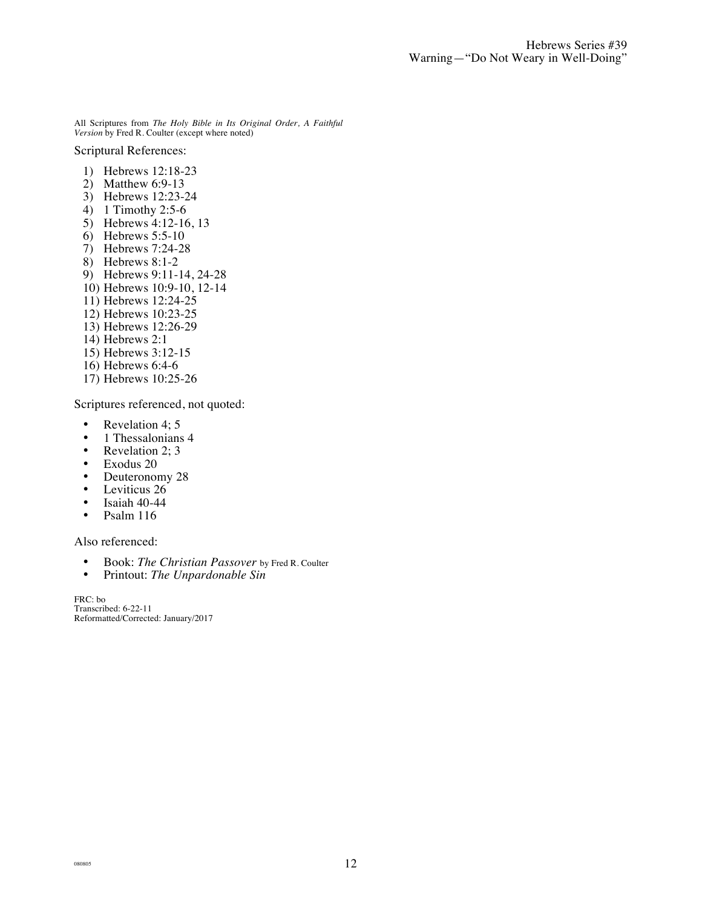All Scriptures from *The Holy Bible in Its Original Order, A Faithful Version* by Fred R. Coulter (except where noted)

Scriptural References:

1) Hebrews 12:18-23
2) Matthew 6:9-13
3) Hebrews 12:23-24
4) 1 Timothy 2:5-6
5) Hebrews 4:12-16, 13
6) Hebrews 5:5-10
7) Hebrews 7:24-28
8) Hebrews 8:1-2
9) Hebrews 9:11-14, 24-28
10) Hebrews 10:9-10, 12-14
11) Hebrews 12:24-25
12) Hebrews 10:23-25
13) Hebrews 12:26-29
14) Hebrews 2:1
15) Hebrews 3:12-15
16) Hebrews 6:4-6
17) Hebrews 10:25-26

Scriptures referenced, not quoted:

- Revelation 4; 5
- 1 Thessalonians 4
- Revelation 2; 3
- Exodus 20
- Deuteronomy 28
- Leviticus 26
- Isaiah 40-44
- Psalm 116

Also referenced:

- Book: *The Christian Passover* by Fred R. Coulter
- Printout: *The Unpardonable Sin*

FRC: bo
Transcribed: 6-22-11
Reformatted/Corrected: January/2017